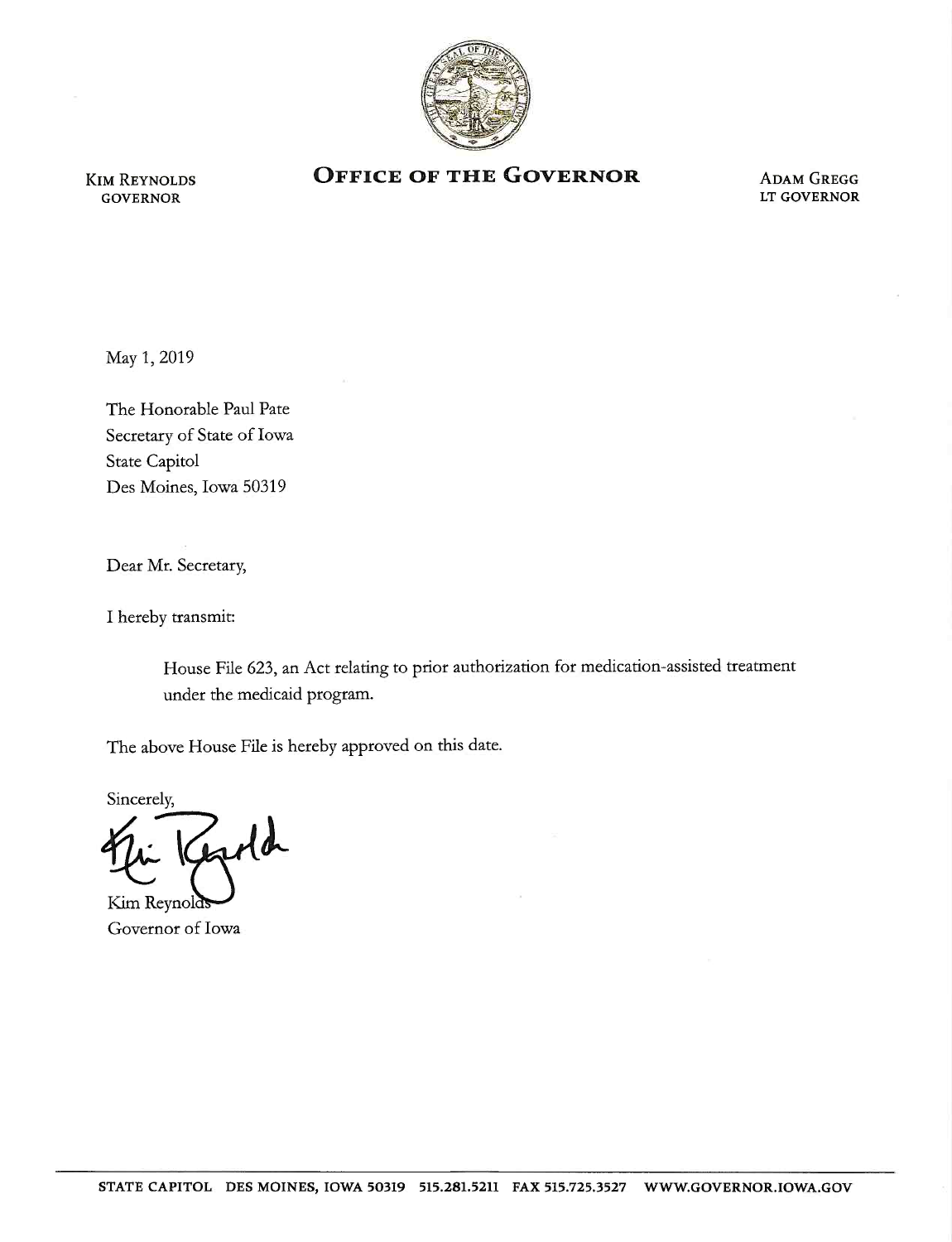KIM REYNOLDS
GOVERNOR

# OFFICE OF THE GOVERNOR

ADAM GREGG
LT GOVERNOR

May 1, 2019

The Honorable Paul Pate
Secretary of State of Iowa
State Capitol
Des Moines, Iowa 50319

Dear Mr. Secretary,

I hereby transmit:

> House File 623, an Act relating to prior authorization for medication-assisted treatment under the medicaid program.

The above House File is hereby approved on this date.

Sincerely,

Kim Reynolds
Governor of Iowa

STATE CAPITOL DES MOINES, IOWA 50319 515.281.5211 FAX 515.725.3527 WWW.GOVERNOR.IOWA.GOV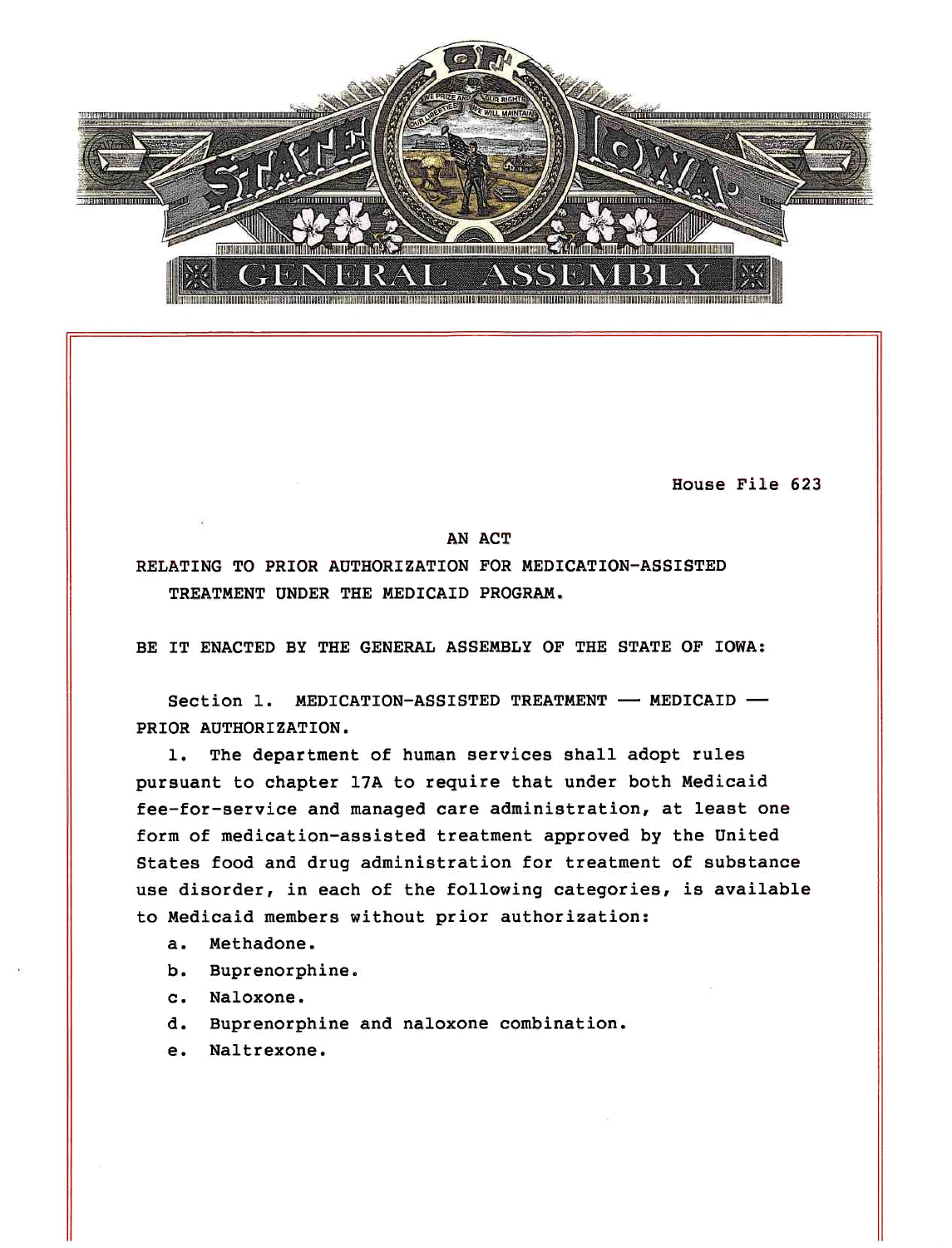House File 623

AN ACT

RELATING TO PRIOR AUTHORIZATION FOR MEDICATION-ASSISTED TREATMENT UNDER THE MEDICAID PROGRAM.

BE IT ENACTED BY THE GENERAL ASSEMBLY OF THE STATE OF IOWA:

Section 1. MEDICATION-ASSISTED TREATMENT — MEDICAID — PRIOR AUTHORIZATION.

1. The department of human services shall adopt rules pursuant to chapter 17A to require that under both Medicaid fee-for-service and managed care administration, at least one form of medication-assisted treatment approved by the United States food and drug administration for treatment of substance use disorder, in each of the following categories, is available to Medicaid members without prior authorization:

a. Methadone.

b. Buprenorphine.

c. Naloxone.

d. Buprenorphine and naloxone combination.

e. Naltrexone.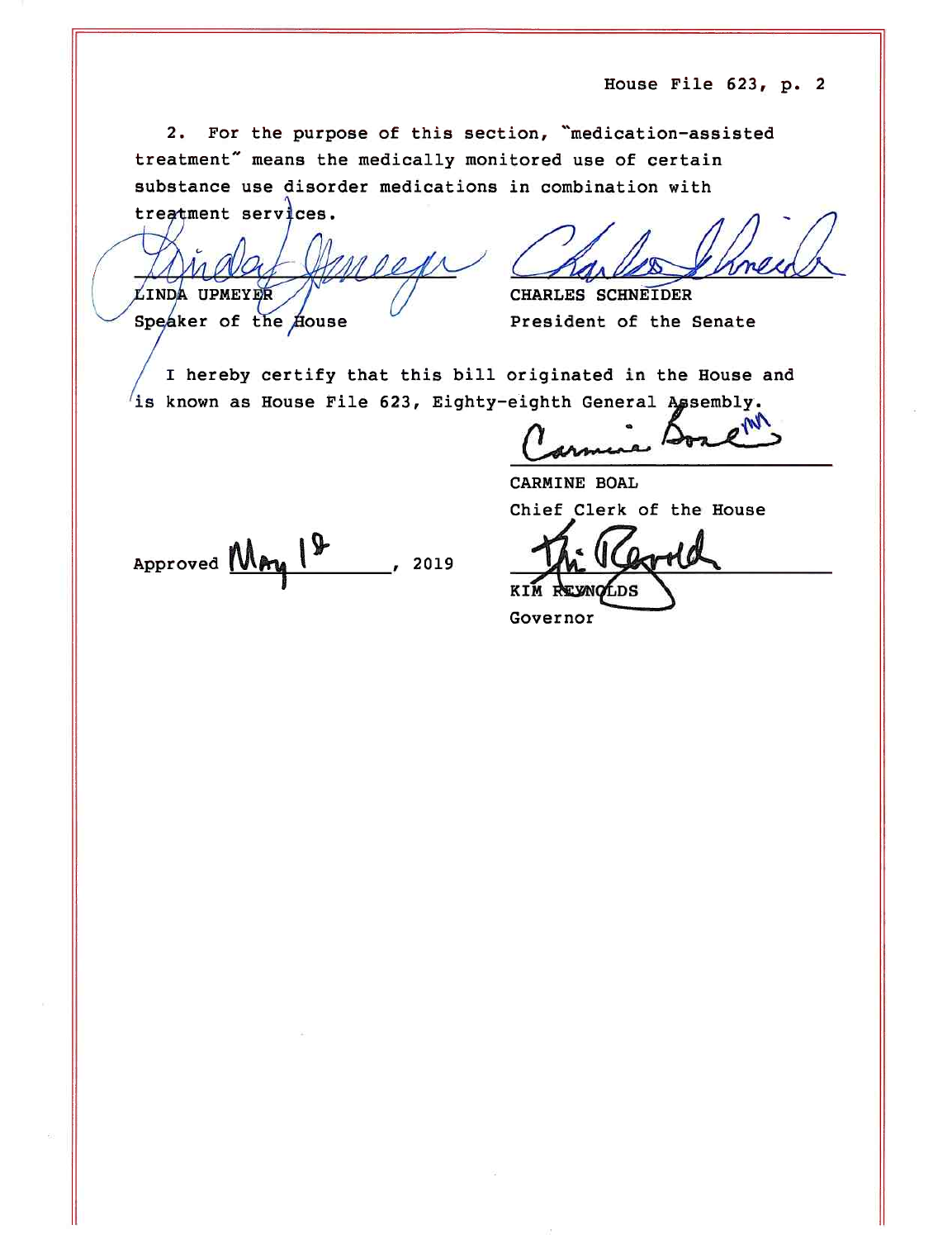2. For the purpose of this section, "medication-assisted treatment" means the medically monitored use of certain substance use disorder medications in combination with treatment services.

LINDA UPMEYER
Speaker of the House

CHARLES SCHNEIDER
President of the Senate

I hereby certify that this bill originated in the House and is known as House File 623, Eighty-eighth General Assembly.

CARMINE BOAL
Chief Clerk of the House

Approved May 18, 2019

KIM REYNOLDS
Governor